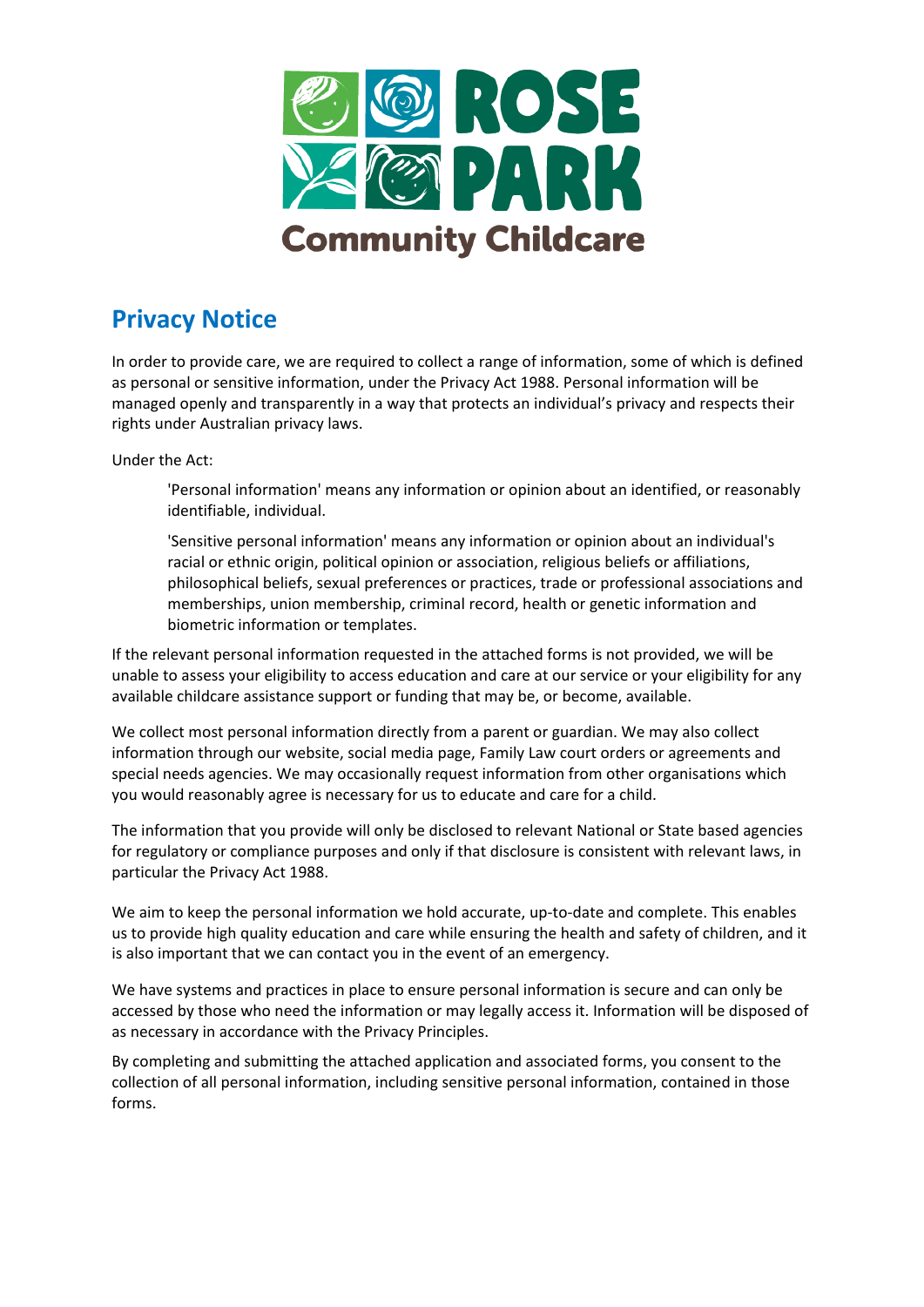# Privacy Notice

In order to provide care, we are required to collect a range of information, some of which is defined as personal or sensitive information, under the Privacy Act 1988. Personal information will be managed openly and transparently in a way that protects an individual's privacy and respects their rights under Australian privacy laws.

Under the Act:

> 'Personal information' means any information or opinion about an identified, or reasonably identifiable, individual.
>
> 'Sensitive personal information' means any information or opinion about an individual's racial or ethnic origin, political opinion or association, religious beliefs or affiliations, philosophical beliefs, sexual preferences or practices, trade or professional associations and memberships, union membership, criminal record, health or genetic information and biometric information or templates.

If the relevant personal information requested in the attached forms is not provided, we will be unable to assess your eligibility to access education and care at our service or your eligibility for any available childcare assistance support or funding that may be, or become, available.

We collect most personal information directly from a parent or guardian. We may also collect information through our website, social media page, Family Law court orders or agreements and special needs agencies. We may occasionally request information from other organisations which you would reasonably agree is necessary for us to educate and care for a child.

The information that you provide will only be disclosed to relevant National or State based agencies for regulatory or compliance purposes and only if that disclosure is consistent with relevant laws, in particular the Privacy Act 1988.

We aim to keep the personal information we hold accurate, up-to-date and complete. This enables us to provide high quality education and care while ensuring the health and safety of children, and it is also important that we can contact you in the event of an emergency.

We have systems and practices in place to ensure personal information is secure and can only be accessed by those who need the information or may legally access it. Information will be disposed of as necessary in accordance with the Privacy Principles.

By completing and submitting the attached application and associated forms, you consent to the collection of all personal information, including sensitive personal information, contained in those forms.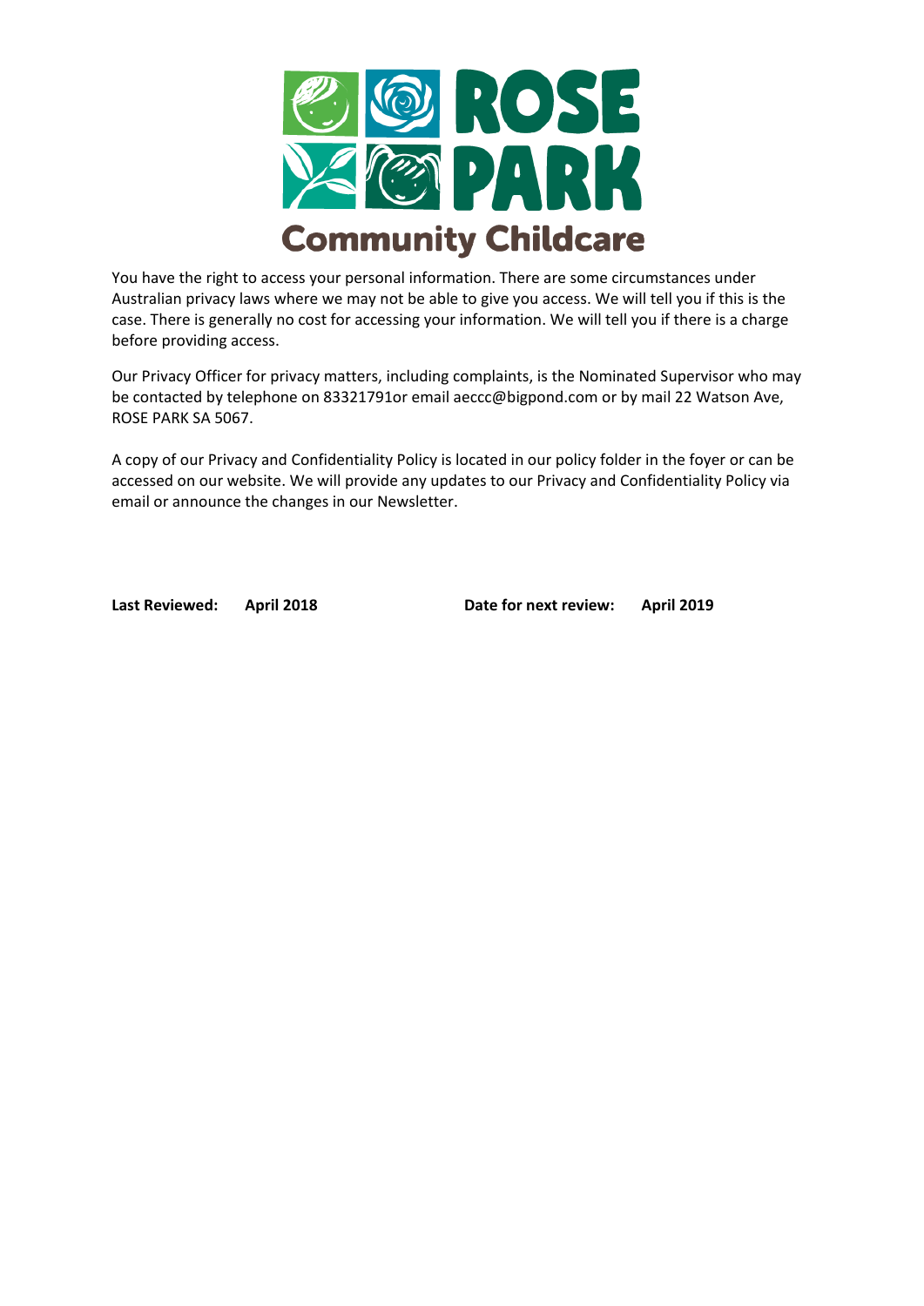You have the right to access your personal information. There are some circumstances under Australian privacy laws where we may not be able to give you access. We will tell you if this is the case. There is generally no cost for accessing your information. We will tell you if there is a charge before providing access.

Our Privacy Officer for privacy matters, including complaints, is the Nominated Supervisor who may be contacted by telephone on 83321791or email aeccc@bigpond.com or by mail 22 Watson Ave, ROSE PARK SA 5067.

A copy of our Privacy and Confidentiality Policy is located in our policy folder in the foyer or can be accessed on our website. We will provide any updates to our Privacy and Confidentiality Policy via email or announce the changes in our Newsletter.

**Last Reviewed: April 2018** **Date for next review: April 2019**